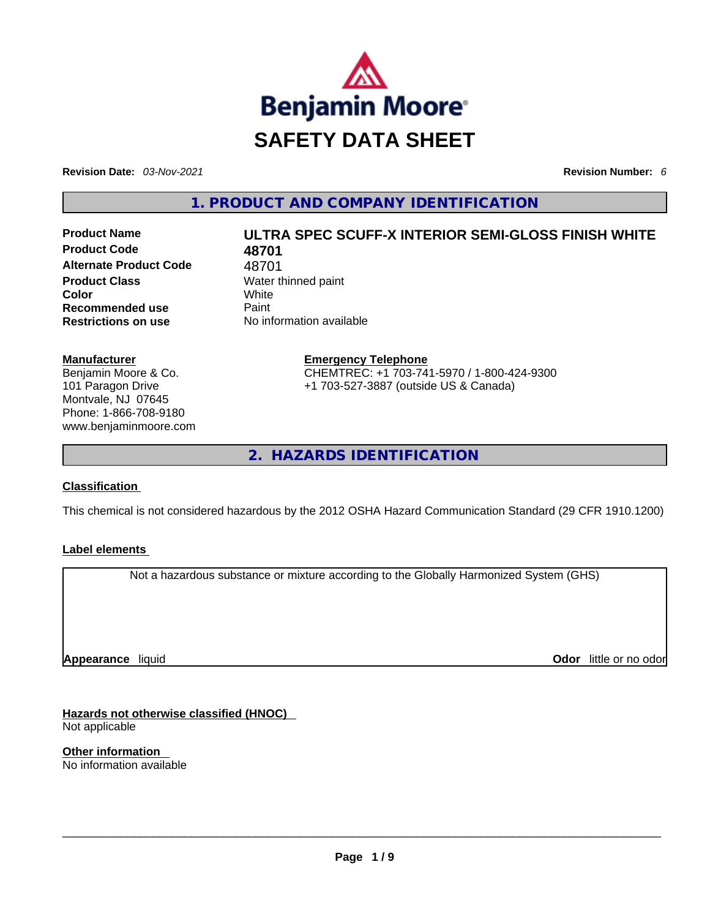Benjamin Moore®

# SAFETY DATA SHEET

**Revision Date:** *03-Nov-2021* **Revision Number:** *6*

## 1. PRODUCT AND COMPANY IDENTIFICATION

| | |
|---|---|
| **Product Name** | **ULTRA SPEC SCUFF-X INTERIOR SEMI-GLOSS FINISH WHITE** |
| **Product Code** | **48701** |
| **Alternate Product Code** | 48701 |
| **Product Class** | Water thinned paint |
| **Color** | White |
| **Recommended use** | Paint |
| **Restrictions on use** | No information available |

**Manufacturer**
Benjamin Moore & Co.
101 Paragon Drive
Montvale, NJ 07645
Phone: 1-866-708-9180
www.benjaminmoore.com

**Emergency Telephone**
CHEMTREC: +1 703-741-5970 / 1-800-424-9300
+1 703-527-3887 (outside US & Canada)

## 2. HAZARDS IDENTIFICATION

**Classification**

This chemical is not considered hazardous by the 2012 OSHA Hazard Communication Standard (29 CFR 1910.1200)

**Label elements**

Not a hazardous substance or mixture according to the Globally Harmonized System (GHS)

**Appearance** liquid **Odor** little or no odor

**Hazards not otherwise classified (HNOC)**
Not applicable

**Other information**
No information available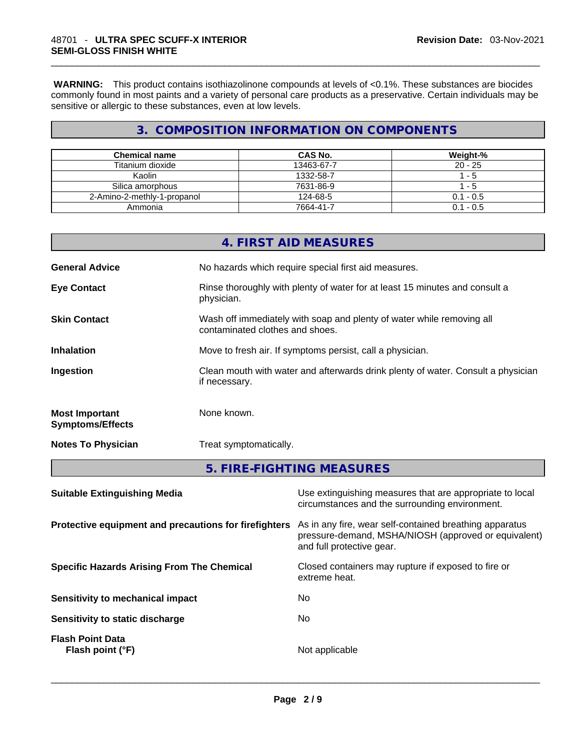**WARNING:** This product contains isothiazolinone compounds at levels of <0.1%. These substances are biocides commonly found in most paints and a variety of personal care products as a preservative. Certain individuals may be sensitive or allergic to these substances, even at low levels.

## 3. COMPOSITION INFORMATION ON COMPONENTS

| Chemical name | CAS No. | Weight-% |
|---|---|---|
| Titanium dioxide | 13463-67-7 | 20 - 25 |
| Kaolin | 1332-58-7 | 1 - 5 |
| Silica amorphous | 7631-86-9 | 1 - 5 |
| 2-Amino-2-methly-1-propanol | 124-68-5 | 0.1 - 0.5 |
| Ammonia | 7664-41-7 | 0.1 - 0.5 |

## 4. FIRST AID MEASURES

**General Advice** No hazards which require special first aid measures.

**Eye Contact** Rinse thoroughly with plenty of water for at least 15 minutes and consult a physician.

**Skin Contact** Wash off immediately with soap and plenty of water while removing all contaminated clothes and shoes.

**Inhalation** Move to fresh air. If symptoms persist, call a physician.

**Ingestion** Clean mouth with water and afterwards drink plenty of water. Consult a physician if necessary.

**Most Important Symptoms/Effects** None known.

**Notes To Physician** Treat symptomatically.

## 5. FIRE-FIGHTING MEASURES

**Suitable Extinguishing Media** Use extinguishing measures that are appropriate to local circumstances and the surrounding environment.

**Protective equipment and precautions for firefighters** As in any fire, wear self-contained breathing apparatus pressure-demand, MSHA/NIOSH (approved or equivalent) and full protective gear.

**Specific Hazards Arising From The Chemical** Closed containers may rupture if exposed to fire or extreme heat.

**Sensitivity to mechanical impact** No

**Sensitivity to static discharge** No

**Flash Point Data**
**Flash point (°F)** Not applicable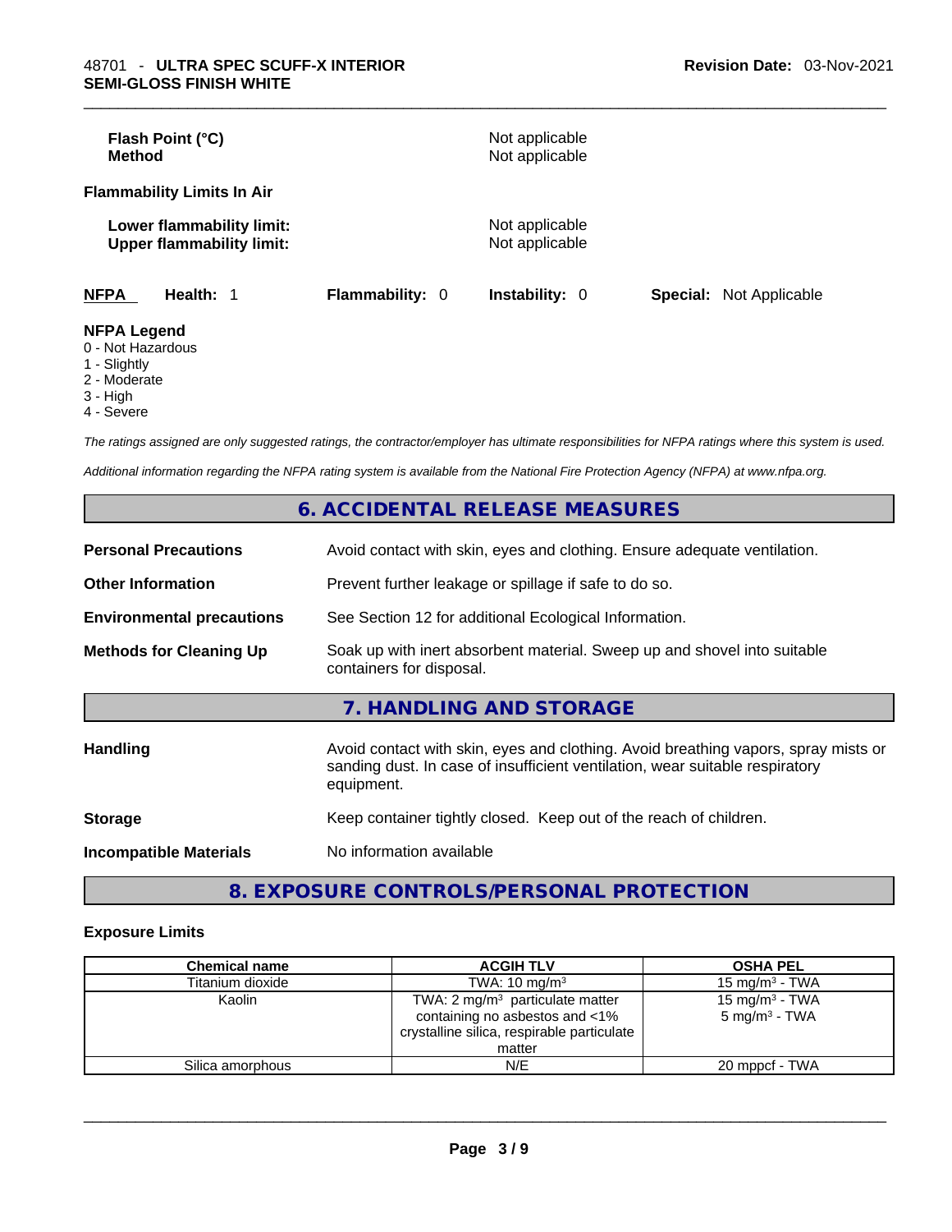**Flash Point (°C)** Not applicable
**Method** Not applicable

**Flammability Limits In Air**

**Lower flammability limit:** Not applicable
**Upper flammability limit:** Not applicable

**NFPA** **Health:** 1 **Flammability:** 0 **Instability:** 0 **Special:** Not Applicable

**NFPA Legend**
0 - Not Hazardous
1 - Slightly
2 - Moderate
3 - High
4 - Severe

*The ratings assigned are only suggested ratings, the contractor/employer has ultimate responsibilities for NFPA ratings where this system is used.*

*Additional information regarding the NFPA rating system is available from the National Fire Protection Agency (NFPA) at www.nfpa.org.*

## 6. ACCIDENTAL RELEASE MEASURES

**Personal Precautions** Avoid contact with skin, eyes and clothing. Ensure adequate ventilation.

**Other Information** Prevent further leakage or spillage if safe to do so.

**Environmental precautions** See Section 12 for additional Ecological Information.

**Methods for Cleaning Up** Soak up with inert absorbent material. Sweep up and shovel into suitable containers for disposal.

## 7. HANDLING AND STORAGE

**Handling** Avoid contact with skin, eyes and clothing. Avoid breathing vapors, spray mists or sanding dust. In case of insufficient ventilation, wear suitable respiratory equipment.

**Storage** Keep container tightly closed. Keep out of the reach of children.

**Incompatible Materials** No information available

## 8. EXPOSURE CONTROLS/PERSONAL PROTECTION

### Exposure Limits

| Chemical name | ACGIH TLV | OSHA PEL |
|---|---|---|
| Titanium dioxide | TWA: 10 mg/m³ | 15 mg/m³ - TWA |
| Kaolin | TWA: 2 mg/m³ particulate matter containing no asbestos and <1% crystalline silica, respirable particulate matter | 15 mg/m³ - TWA<br>5 mg/m³ - TWA |
| Silica amorphous | N/E | 20 mppcf - TWA |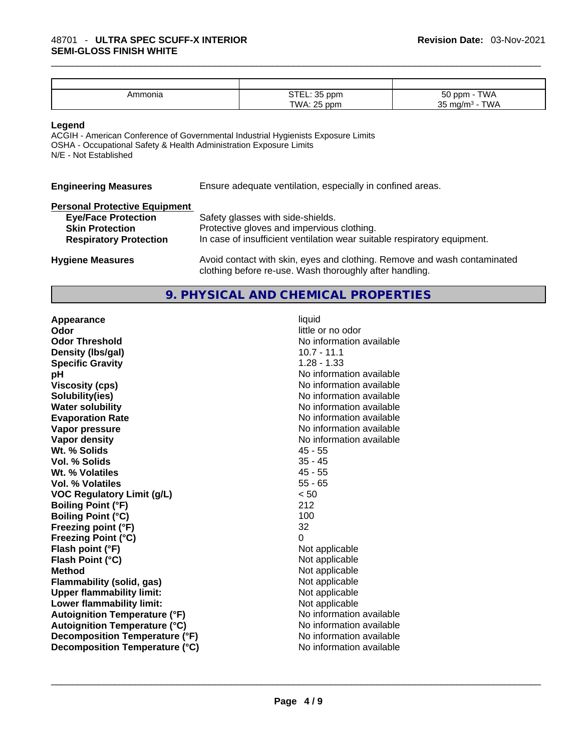| | | |
|---|---|---|
| Ammonia | STEL: 35 ppm<br>TWA: 25 ppm | 50 ppm - TWA<br>35 mg/m³ - TWA |

**Legend**

ACGIH - American Conference of Governmental Industrial Hygienists Exposure Limits
OSHA - Occupational Safety & Health Administration Exposure Limits
N/E - Not Established

**Engineering Measures** Ensure adequate ventilation, especially in confined areas.

**Personal Protective Equipment**

- **Eye/Face Protection** Safety glasses with side-shields.
- **Skin Protection** Protective gloves and impervious clothing.
- **Respiratory Protection** In case of insufficient ventilation wear suitable respiratory equipment.

**Hygiene Measures** Avoid contact with skin, eyes and clothing. Remove and wash contaminated clothing before re-use. Wash thoroughly after handling.

## 9. PHYSICAL AND CHEMICAL PROPERTIES

| | |
|---|---|
| **Appearance** | liquid |
| **Odor** | little or no odor |
| **Odor Threshold** | No information available |
| **Density (lbs/gal)** | 10.7 - 11.1 |
| **Specific Gravity** | 1.28 - 1.33 |
| **pH** | No information available |
| **Viscosity (cps)** | No information available |
| **Solubility(ies)** | No information available |
| **Water solubility** | No information available |
| **Evaporation Rate** | No information available |
| **Vapor pressure** | No information available |
| **Vapor density** | No information available |
| **Wt. % Solids** | 45 - 55 |
| **Vol. % Solids** | 35 - 45 |
| **Wt. % Volatiles** | 45 - 55 |
| **Vol. % Volatiles** | 55 - 65 |
| **VOC Regulatory Limit (g/L)** | < 50 |
| **Boiling Point (°F)** | 212 |
| **Boiling Point (°C)** | 100 |
| **Freezing point (°F)** | 32 |
| **Freezing Point (°C)** | 0 |
| **Flash point (°F)** | Not applicable |
| **Flash Point (°C)** | Not applicable |
| **Method** | Not applicable |
| **Flammability (solid, gas)** | Not applicable |
| **Upper flammability limit:** | Not applicable |
| **Lower flammability limit:** | Not applicable |
| **Autoignition Temperature (°F)** | No information available |
| **Autoignition Temperature (°C)** | No information available |
| **Decomposition Temperature (°F)** | No information available |
| **Decomposition Temperature (°C)** | No information available |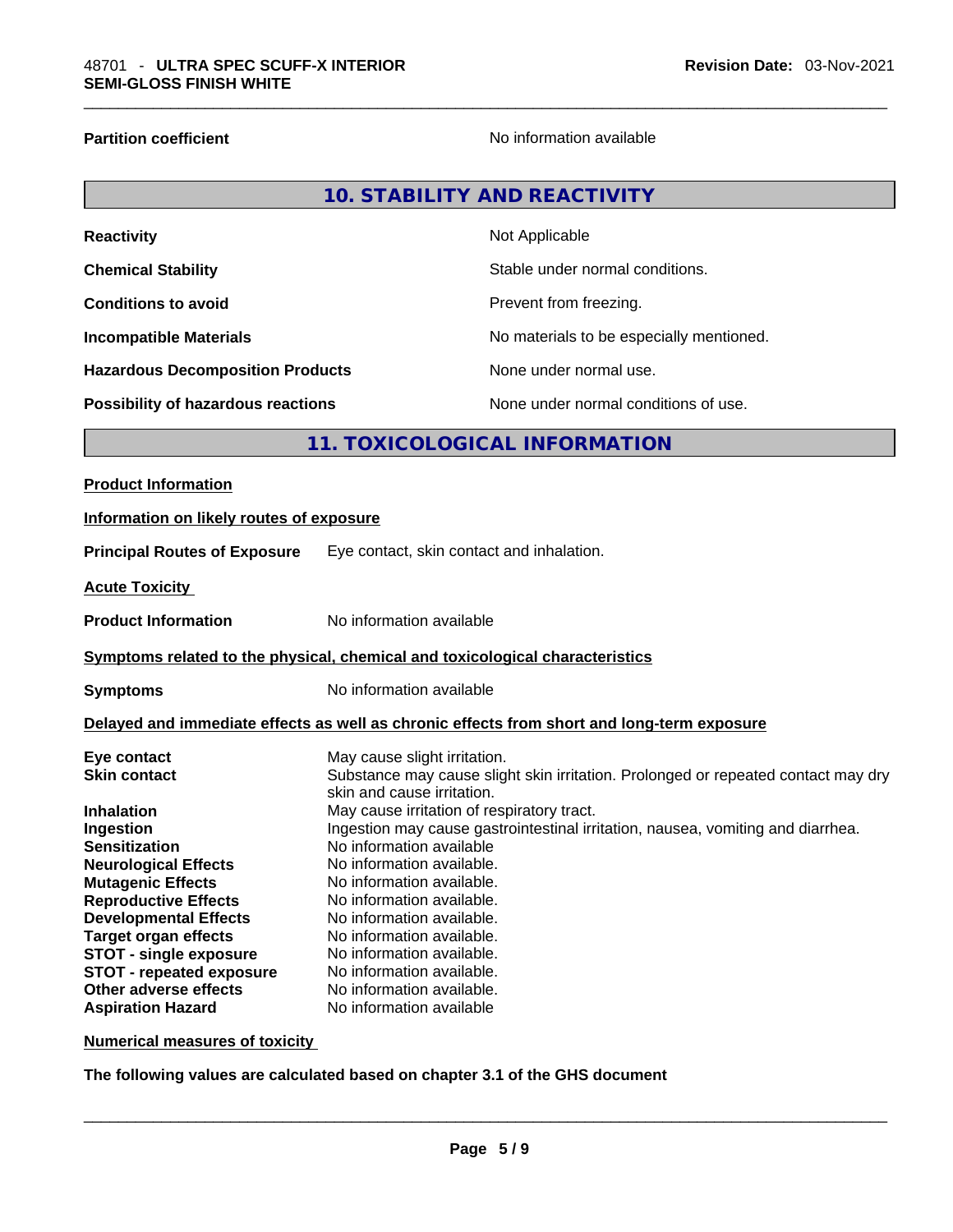| | |
|---|---|
| **Partition coefficient** | No information available |

## 10. STABILITY AND REACTIVITY

| | |
|---|---|
| **Reactivity** | Not Applicable |
| **Chemical Stability** | Stable under normal conditions. |
| **Conditions to avoid** | Prevent from freezing. |
| **Incompatible Materials** | No materials to be especially mentioned. |
| **Hazardous Decomposition Products** | None under normal use. |
| **Possibility of hazardous reactions** | None under normal conditions of use. |

## 11. TOXICOLOGICAL INFORMATION

**Product Information**

**Information on likely routes of exposure**

**Principal Routes of Exposure** Eye contact, skin contact and inhalation.

**Acute Toxicity**

**Product Information** No information available

**Symptoms related to the physical, chemical and toxicological characteristics**

**Symptoms** No information available

**Delayed and immediate effects as well as chronic effects from short and long-term exposure**

| | |
|---|---|
| **Eye contact** | May cause slight irritation. |
| **Skin contact** | Substance may cause slight skin irritation. Prolonged or repeated contact may dry skin and cause irritation. |
| **Inhalation** | May cause irritation of respiratory tract. |
| **Ingestion** | Ingestion may cause gastrointestinal irritation, nausea, vomiting and diarrhea. |
| **Sensitization** | No information available |
| **Neurological Effects** | No information available. |
| **Mutagenic Effects** | No information available. |
| **Reproductive Effects** | No information available. |
| **Developmental Effects** | No information available. |
| **Target organ effects** | No information available. |
| **STOT - single exposure** | No information available. |
| **STOT - repeated exposure** | No information available. |
| **Other adverse effects** | No information available. |
| **Aspiration Hazard** | No information available |

**Numerical measures of toxicity**

**The following values are calculated based on chapter 3.1 of the GHS document**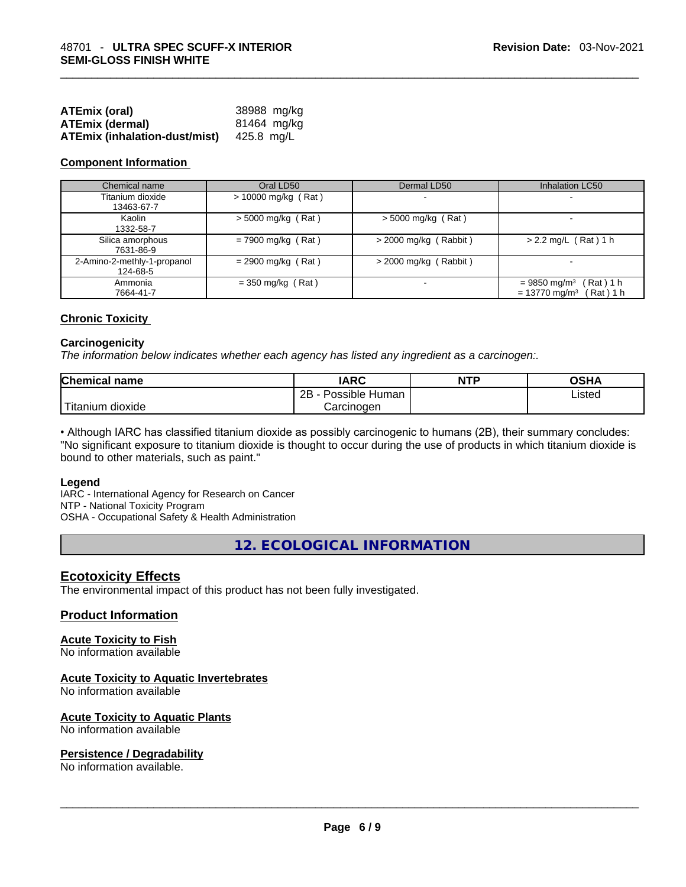| | |
|---|---|
| **ATEmix (oral)** | 38988 mg/kg |
| **ATEmix (dermal)** | 81464 mg/kg |
| **ATEmix (inhalation-dust/mist)** | 425.8 mg/L |

**Component Information**

| Chemical name | Oral LD50 | Dermal LD50 | Inhalation LC50 |
|---|---|---|---|
| Titanium dioxide 13463-67-7 | > 10000 mg/kg ( Rat ) | - | - |
| Kaolin 1332-58-7 | > 5000 mg/kg ( Rat ) | > 5000 mg/kg ( Rat ) | - |
| Silica amorphous 7631-86-9 | = 7900 mg/kg ( Rat ) | > 2000 mg/kg ( Rabbit ) | > 2.2 mg/L ( Rat ) 1 h |
| 2-Amino-2-methly-1-propanol 124-68-5 | = 2900 mg/kg ( Rat ) | > 2000 mg/kg ( Rabbit ) | - |
| Ammonia 7664-41-7 | = 350 mg/kg ( Rat ) | - | = 9850 mg/m³ ( Rat ) 1 h<br>= 13770 mg/m³ ( Rat ) 1 h |

**Chronic Toxicity**

**Carcinogenicity**

*The information below indicates whether each agency has listed any ingredient as a carcinogen:.*

| Chemical name | IARC | NTP | OSHA |
|---|---|---|---|
| Titanium dioxide | 2B - Possible Human Carcinogen | | Listed |

• Although IARC has classified titanium dioxide as possibly carcinogenic to humans (2B), their summary concludes: "No significant exposure to titanium dioxide is thought to occur during the use of products in which titanium dioxide is bound to other materials, such as paint."

**Legend**

IARC - International Agency for Research on Cancer
NTP - National Toxicity Program
OSHA - Occupational Safety & Health Administration

## 12. ECOLOGICAL INFORMATION

### Ecotoxicity Effects

The environmental impact of this product has not been fully investigated.

### Product Information

**Acute Toxicity to Fish**

No information available

**Acute Toxicity to Aquatic Invertebrates**

No information available

**Acute Toxicity to Aquatic Plants**

No information available

**Persistence / Degradability**

No information available.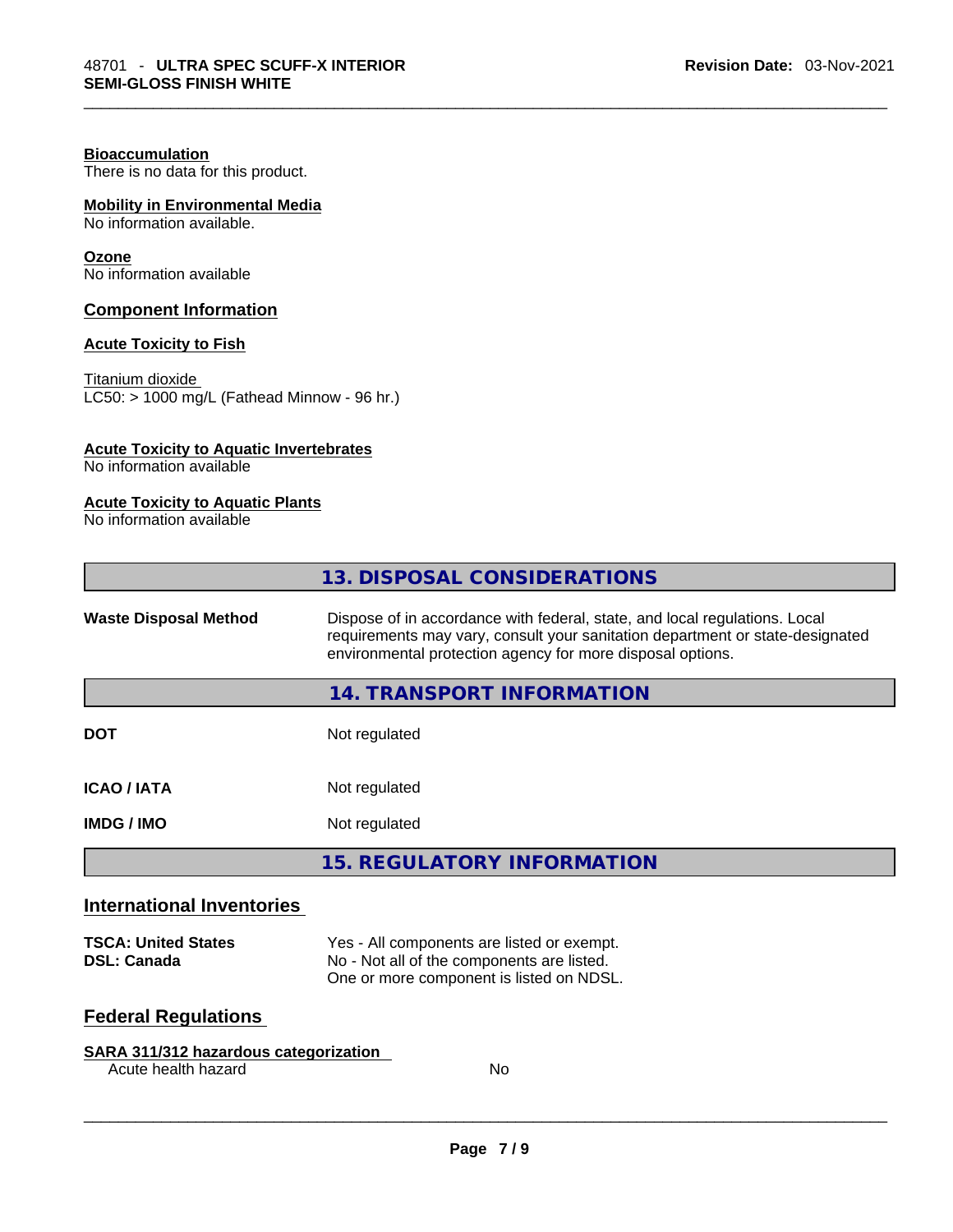**Bioaccumulation**
There is no data for this product.

**Mobility in Environmental Media**
No information available.

**Ozone**
No information available

### Component Information

**Acute Toxicity to Fish**

Titanium dioxide
LC50: > 1000 mg/L (Fathead Minnow - 96 hr.)

**Acute Toxicity to Aquatic Invertebrates**
No information available

**Acute Toxicity to Aquatic Plants**
No information available

## 13. DISPOSAL CONSIDERATIONS

| | |
|---|---|
| **Waste Disposal Method** | Dispose of in accordance with federal, state, and local regulations. Local requirements may vary, consult your sanitation department or state-designated environmental protection agency for more disposal options. |

## 14. TRANSPORT INFORMATION

| | |
|---|---|
| **DOT** | Not regulated |
| **ICAO / IATA** | Not regulated |
| **IMDG / IMO** | Not regulated |

## 15. REGULATORY INFORMATION

### International Inventories

| | |
|---|---|
| **TSCA: United States** | Yes - All components are listed or exempt. |
| **DSL: Canada** | No - Not all of the components are listed. One or more component is listed on NDSL. |

### Federal Regulations

**SARA 311/312 hazardous categorization**

| | |
|---|---|
| Acute health hazard | No |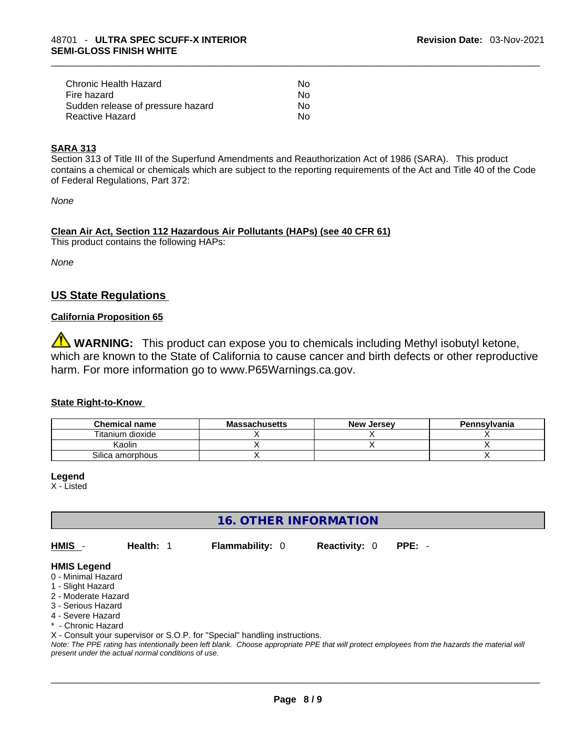| | |
|---|---|
| Chronic Health Hazard | No |
| Fire hazard | No |
| Sudden release of pressure hazard | No |
| Reactive Hazard | No |

**SARA 313**

Section 313 of Title III of the Superfund Amendments and Reauthorization Act of 1986 (SARA). This product contains a chemical or chemicals which are subject to the reporting requirements of the Act and Title 40 of the Code of Federal Regulations, Part 372:

*None*

**Clean Air Act, Section 112 Hazardous Air Pollutants (HAPs) (see 40 CFR 61)**

This product contains the following HAPs:

*None*

## US State Regulations

**California Proposition 65**

⚠ **WARNING:** This product can expose you to chemicals including Methyl isobutyl ketone, which are known to the State of California to cause cancer and birth defects or other reproductive harm. For more information go to www.P65Warnings.ca.gov.

**State Right-to-Know**

| Chemical name | Massachusetts | New Jersey | Pennsylvania |
|---|---|---|---|
| Titanium dioxide | X | X | X |
| Kaolin | X | X | X |
| Silica amorphous | X | | X |

**Legend**

X - Listed

## 16. OTHER INFORMATION

**HMIS** - **Health:** 1 **Flammability:** 0 **Reactivity:** 0 **PPE:** -

**HMIS Legend**

0 - Minimal Hazard
1 - Slight Hazard
2 - Moderate Hazard
3 - Serious Hazard
4 - Severe Hazard
* - Chronic Hazard
X - Consult your supervisor or S.O.P. for "Special" handling instructions.

*Note: The PPE rating has intentionally been left blank. Choose appropriate PPE that will protect employees from the hazards the material will present under the actual normal conditions of use.*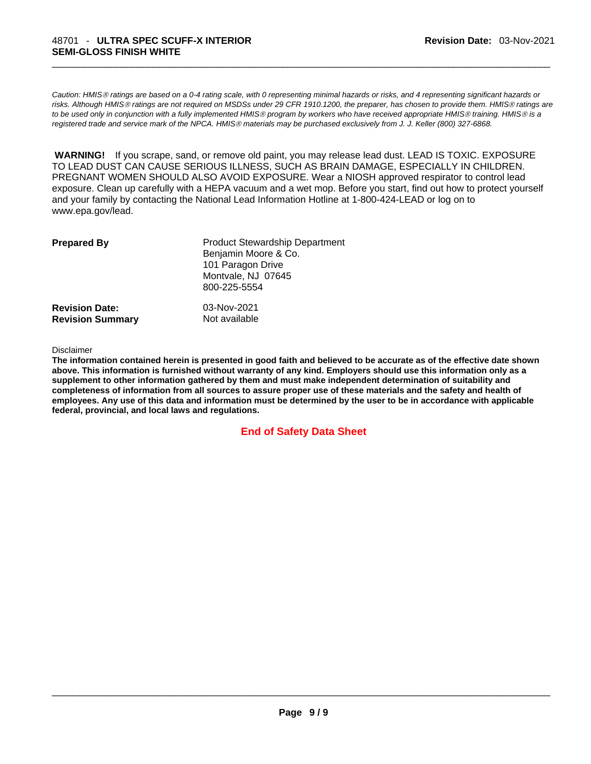*Caution: HMIS® ratings are based on a 0-4 rating scale, with 0 representing minimal hazards or risks, and 4 representing significant hazards or risks. Although HMIS® ratings are not required on MSDSs under 29 CFR 1910.1200, the preparer, has chosen to provide them. HMIS® ratings are to be used only in conjunction with a fully implemented HMIS® program by workers who have received appropriate HMIS® training. HMIS® is a registered trade and service mark of the NPCA. HMIS® materials may be purchased exclusively from J. J. Keller (800) 327-6868.*

**WARNING!** If you scrape, sand, or remove old paint, you may release lead dust. LEAD IS TOXIC. EXPOSURE TO LEAD DUST CAN CAUSE SERIOUS ILLNESS, SUCH AS BRAIN DAMAGE, ESPECIALLY IN CHILDREN. PREGNANT WOMEN SHOULD ALSO AVOID EXPOSURE. Wear a NIOSH approved respirator to control lead exposure. Clean up carefully with a HEPA vacuum and a wet mop. Before you start, find out how to protect yourself and your family by contacting the National Lead Information Hotline at 1-800-424-LEAD or log on to www.epa.gov/lead.

| | |
|---|---|
| **Prepared By** | Product Stewardship Department<br>Benjamin Moore & Co.<br>101 Paragon Drive<br>Montvale, NJ 07645<br>800-225-5554 |
| **Revision Date:** | 03-Nov-2021 |
| **Revision Summary** | Not available |

Disclaimer

**The information contained herein is presented in good faith and believed to be accurate as of the effective date shown above. This information is furnished without warranty of any kind. Employers should use this information only as a supplement to other information gathered by them and must make independent determination of suitability and completeness of information from all sources to assure proper use of these materials and the safety and health of employees. Any use of this data and information must be determined by the user to be in accordance with applicable federal, provincial, and local laws and regulations.**

**End of Safety Data Sheet**